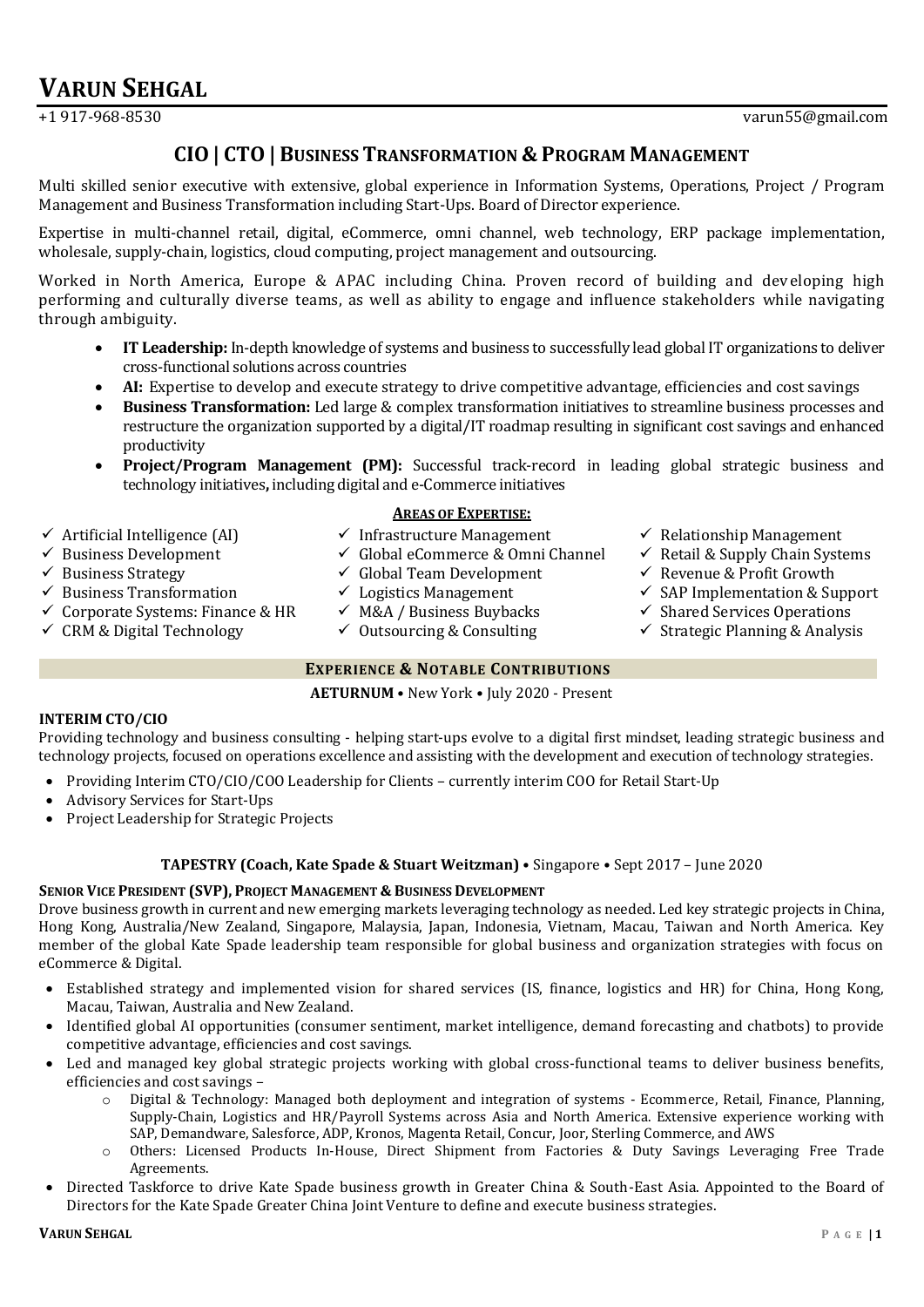# VARUN SEHGAL

+1 917-968-8530 varun55@gmail.com

## CIO | CTO | BUSINESS TRANSFORMATION & PROGRAM MANAGEMENT

Multi skilled senior executive with extensive, global experience in Information Systems, Operations, Project / Program Management and Business Transformation including Start-Ups. Board of Director experience.

Expertise in multi-channel retail, digital, eCommerce, omni channel, web technology, ERP package implementation, wholesale, supply-chain, logistics, cloud computing, project management and outsourcing.

Worked in North America, Europe & APAC including China. Proven record of building and developing high performing and culturally diverse teams, as well as ability to engage and influence stakeholders while navigating through ambiguity.

- **IT Leadership:** In-depth knowledge of systems and business to successfully lead global IT organizations to deliver cross-functional solutions across countries
- **AI:** Expertise to develop and execute strategy to drive competitive advantage, efficiencies and cost savings
- **Business Transformation:** Led large & complex transformation initiatives to streamline business processes and restructure the organization supported by a digital/IT roadmap resulting in significant cost savings and enhanced productivity
- **Project/Program Management (PM):** Successful track-record in leading global strategic business and technology initiatives**,** including digital and e-Commerce initiatives

**AREAS OF EXPERTISE:**

- ✓ Artificial Intelligence (AI)
- ✓ Business Development
- ✓ Business Strategy
- ✓ Business Transformation
- ✓ Corporate Systems: Finance & HR
- ✓ CRM & Digital Technology
- ✓ Infrastructure Management
- ✓ Global eCommerce & Omni Channel
- ✓ Global Team Development
- ✓ Logistics Management
- ✓ M&A / Business Buybacks
- ✓ Outsourcing & Consulting
- ✓ Relationship Management
- ✓ Retail & Supply Chain Systems
- ✓ Revenue & Profit Growth
- ✓ SAP Implementation & Support
- ✓ Shared Services Operations
- ✓ Strategic Planning & Analysis

## EXPERIENCE & NOTABLE CONTRIBUTIONS

**AETURNUM** • New York • July 2020 - Present

**INTERIM CTO/CIO**

Providing technology and business consulting - helping start-ups evolve to a digital first mindset, leading strategic business and technology projects, focused on operations excellence and assisting with the development and execution of technology strategies.

- Providing Interim CTO/CIO/COO Leadership for Clients – currently interim COO for Retail Start-Up
- Advisory Services for Start-Ups
- Project Leadership for Strategic Projects

**TAPESTRY (Coach, Kate Spade & Stuart Weitzman)** • Singapore • Sept 2017 – June 2020

**SENIOR VICE PRESIDENT (SVP), PROJECT MANAGEMENT & BUSINESS DEVELOPMENT**

Drove business growth in current and new emerging markets leveraging technology as needed. Led key strategic projects in China, Hong Kong, Australia/New Zealand, Singapore, Malaysia, Japan, Indonesia, Vietnam, Macau, Taiwan and North America. Key member of the global Kate Spade leadership team responsible for global business and organization strategies with focus on eCommerce & Digital.

- Established strategy and implemented vision for shared services (IS, finance, logistics and HR) for China, Hong Kong, Macau, Taiwan, Australia and New Zealand.
- Identified global AI opportunities (consumer sentiment, market intelligence, demand forecasting and chatbots) to provide competitive advantage, efficiencies and cost savings.
- Led and managed key global strategic projects working with global cross-functional teams to deliver business benefits, efficiencies and cost savings –
  - Digital & Technology: Managed both deployment and integration of systems - Ecommerce, Retail, Finance, Planning, Supply-Chain, Logistics and HR/Payroll Systems across Asia and North America. Extensive experience working with SAP, Demandware, Salesforce, ADP, Kronos, Magenta Retail, Concur, Joor, Sterling Commerce, and AWS
  - Others: Licensed Products In-House, Direct Shipment from Factories & Duty Savings Leveraging Free Trade Agreements.
- Directed Taskforce to drive Kate Spade business growth in Greater China & South-East Asia. Appointed to the Board of Directors for the Kate Spade Greater China Joint Venture to define and execute business strategies.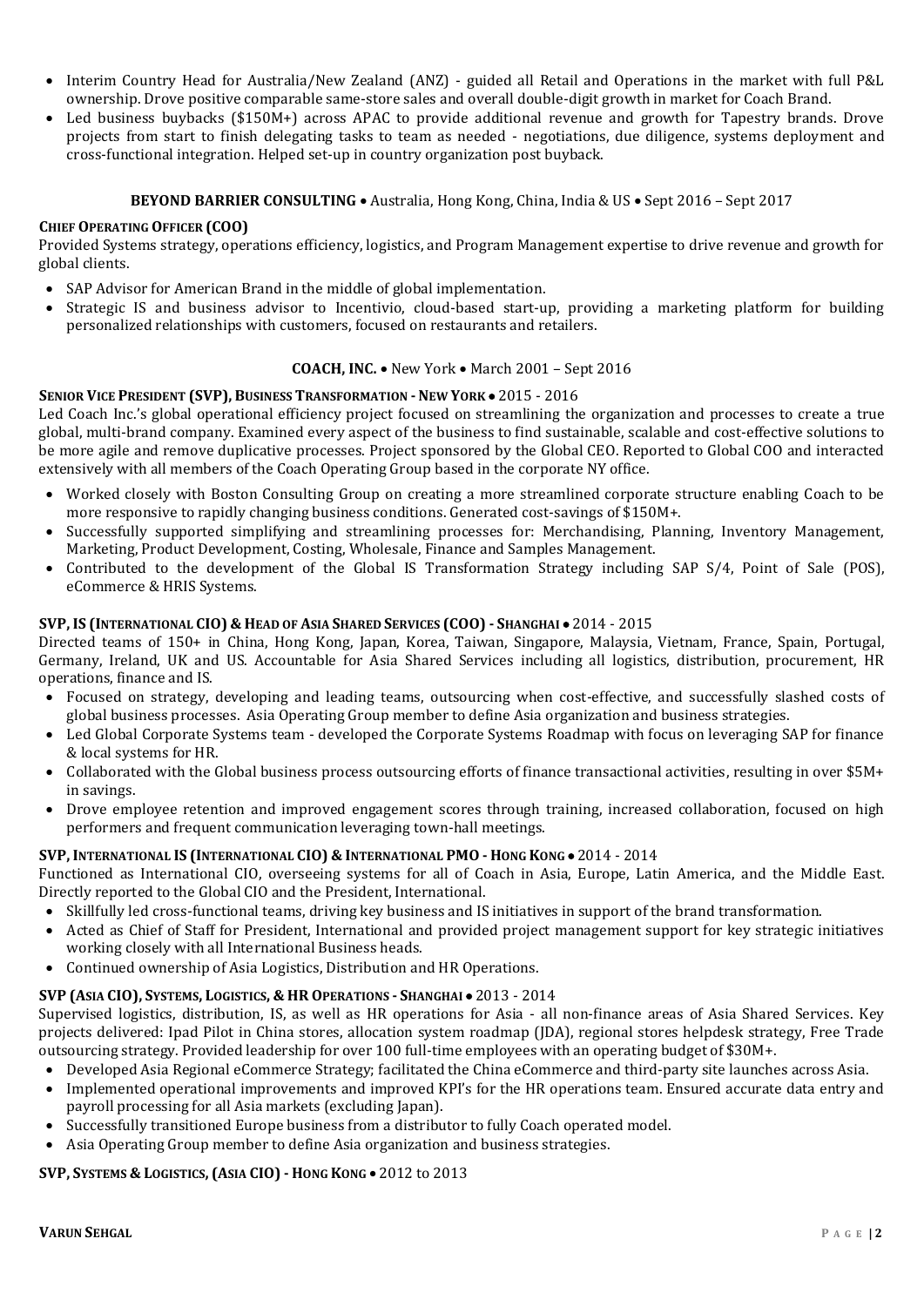- Interim Country Head for Australia/New Zealand (ANZ) - guided all Retail and Operations in the market with full P&L ownership. Drove positive comparable same-store sales and overall double-digit growth in market for Coach Brand.
- Led business buybacks ($150M+) across APAC to provide additional revenue and growth for Tapestry brands. Drove projects from start to finish delegating tasks to team as needed - negotiations, due diligence, systems deployment and cross-functional integration. Helped set-up in country organization post buyback.

**BEYOND BARRIER CONSULTING** • Australia, Hong Kong, China, India & US • Sept 2016 – Sept 2017

**CHIEF OPERATING OFFICER (COO)**

Provided Systems strategy, operations efficiency, logistics, and Program Management expertise to drive revenue and growth for global clients.

- SAP Advisor for American Brand in the middle of global implementation.
- Strategic IS and business advisor to Incentivio, cloud-based start-up, providing a marketing platform for building personalized relationships with customers, focused on restaurants and retailers.

**COACH, INC.** • New York • March 2001 – Sept 2016

**SENIOR VICE PRESIDENT (SVP), BUSINESS TRANSFORMATION - NEW YORK** • 2015 - 2016

Led Coach Inc.'s global operational efficiency project focused on streamlining the organization and processes to create a true global, multi-brand company. Examined every aspect of the business to find sustainable, scalable and cost-effective solutions to be more agile and remove duplicative processes. Project sponsored by the Global CEO. Reported to Global COO and interacted extensively with all members of the Coach Operating Group based in the corporate NY office.

- Worked closely with Boston Consulting Group on creating a more streamlined corporate structure enabling Coach to be more responsive to rapidly changing business conditions. Generated cost-savings of $150M+.
- Successfully supported simplifying and streamlining processes for: Merchandising, Planning, Inventory Management, Marketing, Product Development, Costing, Wholesale, Finance and Samples Management.
- Contributed to the development of the Global IS Transformation Strategy including SAP S/4, Point of Sale (POS), eCommerce & HRIS Systems.

**SVP, IS (INTERNATIONAL CIO) & HEAD OF ASIA SHARED SERVICES (COO) - SHANGHAI** • 2014 - 2015

Directed teams of 150+ in China, Hong Kong, Japan, Korea, Taiwan, Singapore, Malaysia, Vietnam, France, Spain, Portugal, Germany, Ireland, UK and US. Accountable for Asia Shared Services including all logistics, distribution, procurement, HR operations, finance and IS.

- Focused on strategy, developing and leading teams, outsourcing when cost-effective, and successfully slashed costs of global business processes. Asia Operating Group member to define Asia organization and business strategies.
- Led Global Corporate Systems team - developed the Corporate Systems Roadmap with focus on leveraging SAP for finance & local systems for HR.
- Collaborated with the Global business process outsourcing efforts of finance transactional activities, resulting in over $5M+ in savings.
- Drove employee retention and improved engagement scores through training, increased collaboration, focused on high performers and frequent communication leveraging town-hall meetings.

**SVP, INTERNATIONAL IS (INTERNATIONAL CIO) & INTERNATIONAL PMO - HONG KONG** • 2014 - 2014

Functioned as International CIO, overseeing systems for all of Coach in Asia, Europe, Latin America, and the Middle East. Directly reported to the Global CIO and the President, International.

- Skillfully led cross-functional teams, driving key business and IS initiatives in support of the brand transformation.
- Acted as Chief of Staff for President, International and provided project management support for key strategic initiatives working closely with all International Business heads.
- Continued ownership of Asia Logistics, Distribution and HR Operations.

**SVP (ASIA CIO), SYSTEMS, LOGISTICS, & HR OPERATIONS - SHANGHAI** • 2013 - 2014

Supervised logistics, distribution, IS, as well as HR operations for Asia - all non-finance areas of Asia Shared Services. Key projects delivered: Ipad Pilot in China stores, allocation system roadmap (JDA), regional stores helpdesk strategy, Free Trade outsourcing strategy. Provided leadership for over 100 full-time employees with an operating budget of $30M+.

- Developed Asia Regional eCommerce Strategy; facilitated the China eCommerce and third-party site launches across Asia.
- Implemented operational improvements and improved KPI's for the HR operations team. Ensured accurate data entry and payroll processing for all Asia markets (excluding Japan).
- Successfully transitioned Europe business from a distributor to fully Coach operated model.
- Asia Operating Group member to define Asia organization and business strategies.

**SVP, SYSTEMS & LOGISTICS, (ASIA CIO) - HONG KONG** • 2012 to 2013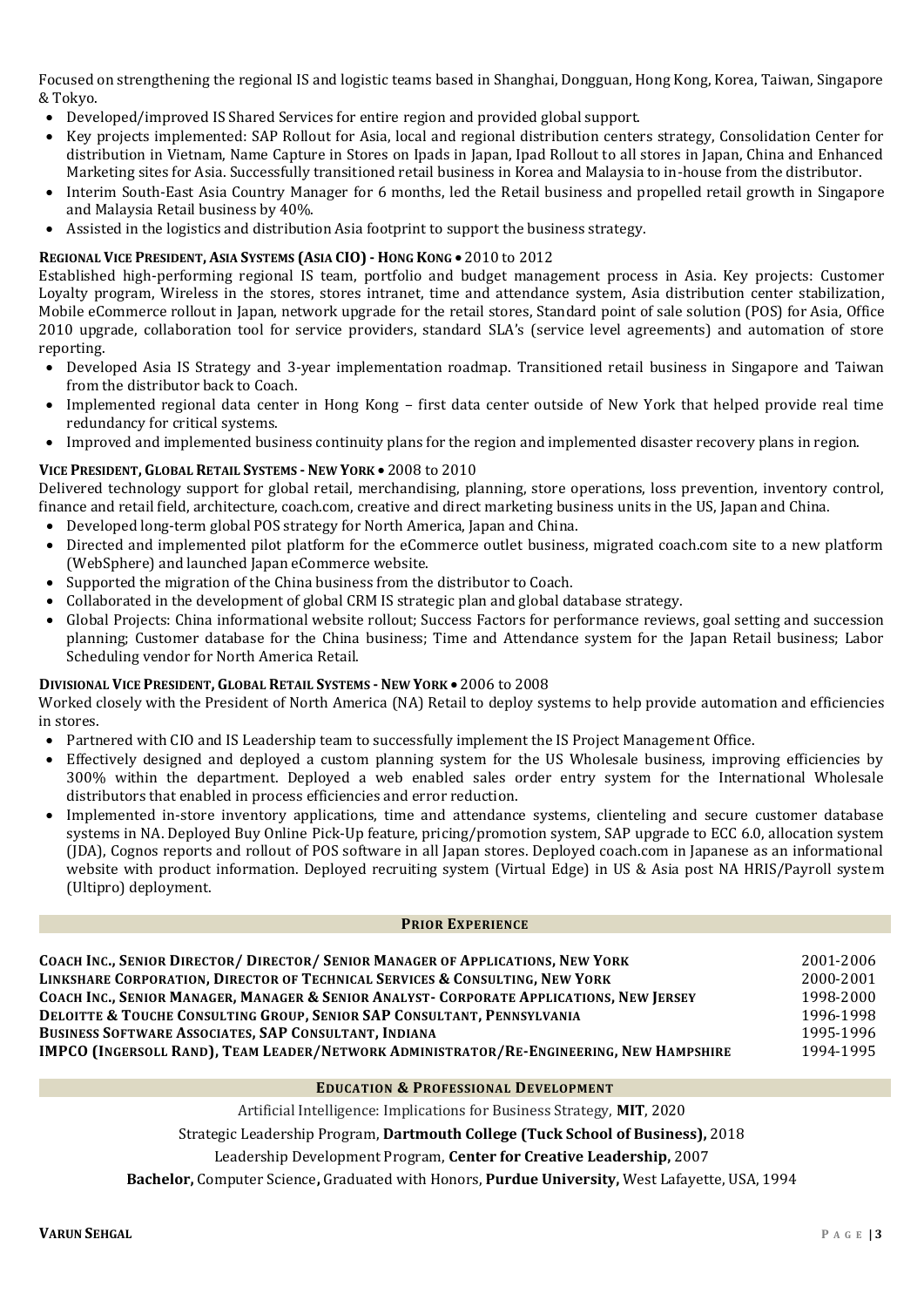Focused on strengthening the regional IS and logistic teams based in Shanghai, Dongguan, Hong Kong, Korea, Taiwan, Singapore & Tokyo.

- Developed/improved IS Shared Services for entire region and provided global support.
- Key projects implemented: SAP Rollout for Asia, local and regional distribution centers strategy, Consolidation Center for distribution in Vietnam, Name Capture in Stores on Ipads in Japan, Ipad Rollout to all stores in Japan, China and Enhanced Marketing sites for Asia. Successfully transitioned retail business in Korea and Malaysia to in-house from the distributor.
- Interim South-East Asia Country Manager for 6 months, led the Retail business and propelled retail growth in Singapore and Malaysia Retail business by 40%.
- Assisted in the logistics and distribution Asia footprint to support the business strategy.

**REGIONAL VICE PRESIDENT, ASIA SYSTEMS (ASIA CIO) - HONG KONG** • 2010 to 2012

Established high-performing regional IS team, portfolio and budget management process in Asia. Key projects: Customer Loyalty program, Wireless in the stores, stores intranet, time and attendance system, Asia distribution center stabilization, Mobile eCommerce rollout in Japan, network upgrade for the retail stores, Standard point of sale solution (POS) for Asia, Office 2010 upgrade, collaboration tool for service providers, standard SLA's (service level agreements) and automation of store reporting.

- Developed Asia IS Strategy and 3-year implementation roadmap. Transitioned retail business in Singapore and Taiwan from the distributor back to Coach.
- Implemented regional data center in Hong Kong – first data center outside of New York that helped provide real time redundancy for critical systems.
- Improved and implemented business continuity plans for the region and implemented disaster recovery plans in region.

**VICE PRESIDENT, GLOBAL RETAIL SYSTEMS - NEW YORK** • 2008 to 2010

Delivered technology support for global retail, merchandising, planning, store operations, loss prevention, inventory control, finance and retail field, architecture, coach.com, creative and direct marketing business units in the US, Japan and China.

- Developed long-term global POS strategy for North America, Japan and China.
- Directed and implemented pilot platform for the eCommerce outlet business, migrated coach.com site to a new platform (WebSphere) and launched Japan eCommerce website.
- Supported the migration of the China business from the distributor to Coach.
- Collaborated in the development of global CRM IS strategic plan and global database strategy.
- Global Projects: China informational website rollout; Success Factors for performance reviews, goal setting and succession planning; Customer database for the China business; Time and Attendance system for the Japan Retail business; Labor Scheduling vendor for North America Retail.

**DIVISIONAL VICE PRESIDENT, GLOBAL RETAIL SYSTEMS - NEW YORK** • 2006 to 2008

Worked closely with the President of North America (NA) Retail to deploy systems to help provide automation and efficiencies in stores.

- Partnered with CIO and IS Leadership team to successfully implement the IS Project Management Office.
- Effectively designed and deployed a custom planning system for the US Wholesale business, improving efficiencies by 300% within the department. Deployed a web enabled sales order entry system for the International Wholesale distributors that enabled in process efficiencies and error reduction.
- Implemented in-store inventory applications, time and attendance systems, clienteling and secure customer database systems in NA. Deployed Buy Online Pick-Up feature, pricing/promotion system, SAP upgrade to ECC 6.0, allocation system (JDA), Cognos reports and rollout of POS software in all Japan stores. Deployed coach.com in Japanese as an informational website with product information. Deployed recruiting system (Virtual Edge) in US & Asia post NA HRIS/Payroll system (Ultipro) deployment.

## PRIOR EXPERIENCE

| | |
|---|---|
| **COACH INC., SENIOR DIRECTOR/ DIRECTOR/ SENIOR MANAGER OF APPLICATIONS, NEW YORK** | 2001-2006 |
| **LINKSHARE CORPORATION, DIRECTOR OF TECHNICAL SERVICES & CONSULTING, NEW YORK** | 2000-2001 |
| **COACH INC., SENIOR MANAGER, MANAGER & SENIOR ANALYST- CORPORATE APPLICATIONS, NEW JERSEY** | 1998-2000 |
| **DELOITTE & TOUCHE CONSULTING GROUP, SENIOR SAP CONSULTANT, PENNSYLVANIA** | 1996-1998 |
| **BUSINESS SOFTWARE ASSOCIATES, SAP CONSULTANT, INDIANA** | 1995-1996 |
| **IMPCO (INGERSOLL RAND), TEAM LEADER/NETWORK ADMINISTRATOR/RE-ENGINEERING, NEW HAMPSHIRE** | 1994-1995 |

## EDUCATION & PROFESSIONAL DEVELOPMENT

Artificial Intelligence: Implications for Business Strategy, **MIT**, 2020

Strategic Leadership Program, **Dartmouth College (Tuck School of Business),** 2018

Leadership Development Program, **Center for Creative Leadership,** 2007

**Bachelor,** Computer Science**,** Graduated with Honors, **Purdue University,** West Lafayette, USA, 1994